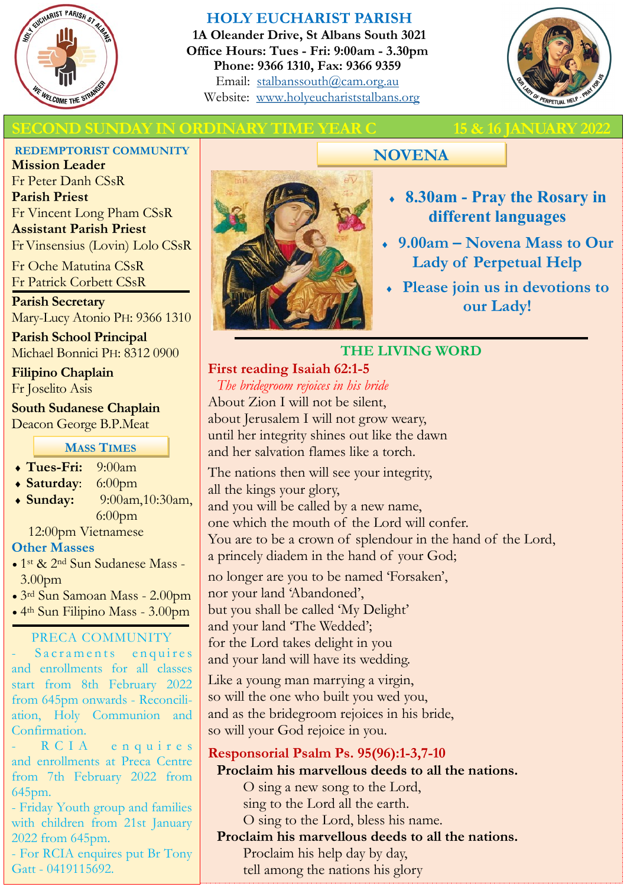# HOLY EUCHARIST PARISH

**1A Oleander Drive, St Albans South 3021**
**Office Hours: Tues - Fri: 9:00am - 3.30pm**
**Phone: 9366 1310, Fax: 9366 9359**
Email: stalbanssouth@cam.org.au
Website: www.holyeuchariststalbans.org

## SECOND SUNDAY IN ORDINARY TIME YEAR C — 15 & 16 JANUARY 2022

### REDEMPTORIST COMMUNITY

**Mission Leader**
Fr Peter Danh CSsR
**Parish Priest**
Fr Vincent Long Pham CSsR
**Assistant Parish Priest**
Fr Vinsensius (Lovin) Lolo CSsR
Fr Oche Matutina CSsR
Fr Patrick Corbett CSsR

**Parish Secretary**
Mary-Lucy Atonio PH: 9366 1310

**Parish School Principal**
Michael Bonnici PH: 8312 0900

**Filipino Chaplain**
Fr Joselito Asis

**South Sudanese Chaplain**
Deacon George B.P.Meat

### MASS TIMES

- **Tues-Fri:** 9:00am
- **Saturday**: 6:00pm
- **Sunday:** 9:00am,10:30am, 6:00pm
  12:00pm Vietnamese

**Other Masses**

- 1st & 2nd Sun Sudanese Mass - 3.00pm
- 3rd Sun Samoan Mass - 2.00pm
- 4th Sun Filipino Mass - 3.00pm

### PRECA COMMUNITY

- Sacraments enquires and enrollments for all classes start from 8th February 2022 from 645pm onwards - Reconciliation, Holy Communion and Confirmation.
- RCIA enquires and enrollments at Preca Centre from 7th February 2022 from 645pm.
- Friday Youth group and families with children from 21st January 2022 from 645pm.
- For RCIA enquires put Br Tony Gatt - 0419115692.

### NOVENA

- **8.30am - Pray the Rosary in different languages**
- **9.00am – Novena Mass to Our Lady of Perpetual Help**
- **Please join us in devotions to our Lady!**

### THE LIVING WORD

**First reading Isaiah 62:1-5**
*The bridegroom rejoices in his bride*

About Zion I will not be silent,
about Jerusalem I will not grow weary,
until her integrity shines out like the dawn
and her salvation flames like a torch.

The nations then will see your integrity,
all the kings your glory,
and you will be called by a new name,
one which the mouth of the Lord will confer.
You are to be a crown of splendour in the hand of the Lord,
a princely diadem in the hand of your God;

no longer are you to be named 'Forsaken',
nor your land 'Abandoned',
but you shall be called 'My Delight'
and your land 'The Wedded';
for the Lord takes delight in you
and your land will have its wedding.

Like a young man marrying a virgin,
so will the one who built you wed you,
and as the bridegroom rejoices in his bride,
so will your God rejoice in you.

**Responsorial Psalm Ps. 95(96):1-3,7-10**

**Proclaim his marvellous deeds to all the nations.**
O sing a new song to the Lord,
sing to the Lord all the earth.
O sing to the Lord, bless his name.
**Proclaim his marvellous deeds to all the nations.**
Proclaim his help day by day,
tell among the nations his glory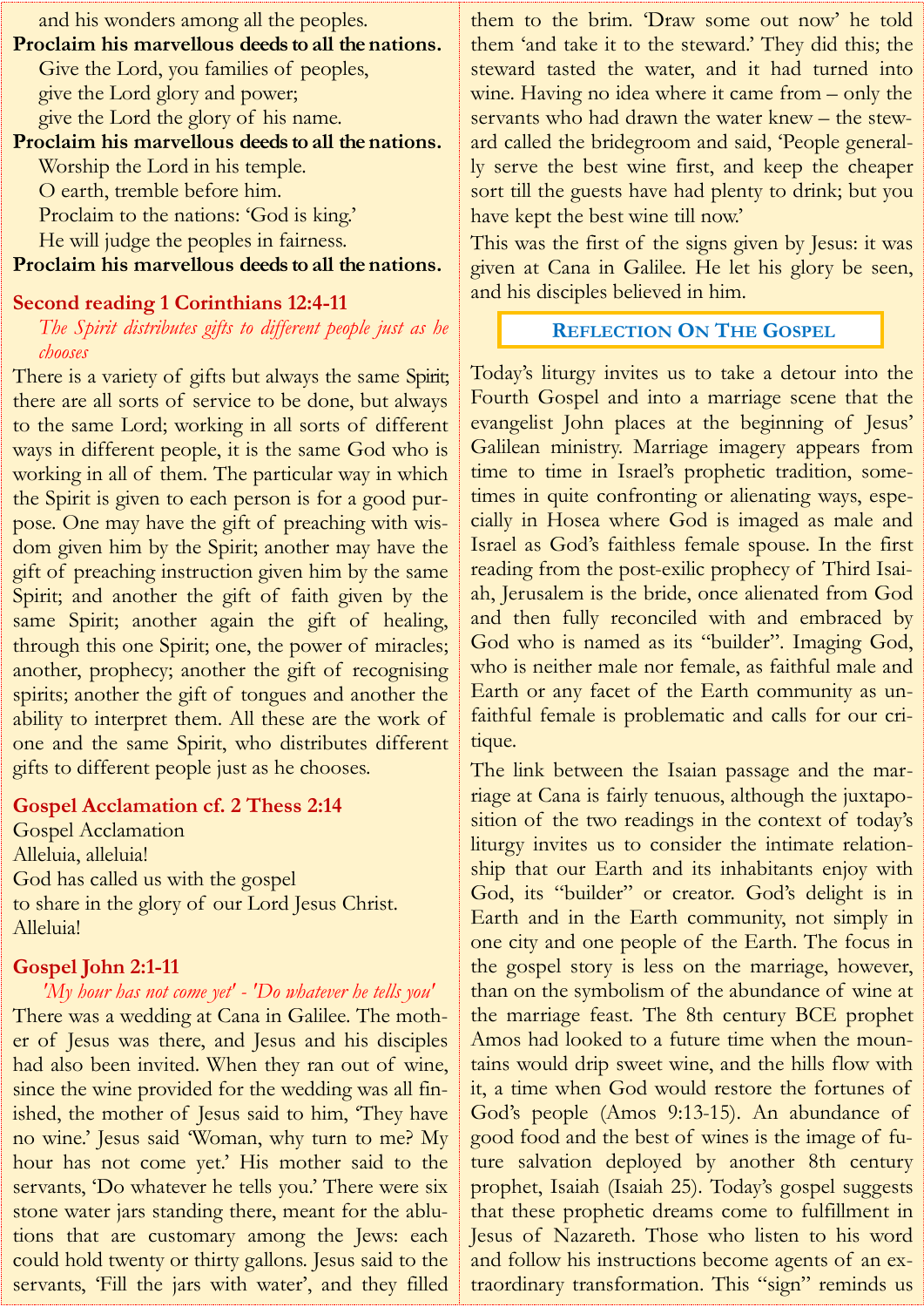and his wonders among all the peoples.

**Proclaim his marvellous deeds to all the nations.**

Give the Lord, you families of peoples,
give the Lord glory and power;
give the Lord the glory of his name.

**Proclaim his marvellous deeds to all the nations.**

Worship the Lord in his temple.
O earth, tremble before him.
Proclaim to the nations: 'God is king.'
He will judge the peoples in fairness.

**Proclaim his marvellous deeds to all the nations.**

## Second reading 1 Corinthians 12:4-11

*The Spirit distributes gifts to different people just as he chooses*

There is a variety of gifts but always the same Spirit; there are all sorts of service to be done, but always to the same Lord; working in all sorts of different ways in different people, it is the same God who is working in all of them. The particular way in which the Spirit is given to each person is for a good purpose. One may have the gift of preaching with wisdom given him by the Spirit; another may have the gift of preaching instruction given him by the same Spirit; and another the gift of faith given by the same Spirit; another again the gift of healing, through this one Spirit; one, the power of miracles; another, prophecy; another the gift of recognising spirits; another the gift of tongues and another the ability to interpret them. All these are the work of one and the same Spirit, who distributes different gifts to different people just as he chooses.

## Gospel Acclamation cf. 2 Thess 2:14

Gospel Acclamation
Alleluia, alleluia!
God has called us with the gospel
to share in the glory of our Lord Jesus Christ.
Alleluia!

## Gospel John 2:1-11

*'My hour has not come yet' - 'Do whatever he tells you'*

There was a wedding at Cana in Galilee. The mother of Jesus was there, and Jesus and his disciples had also been invited. When they ran out of wine, since the wine provided for the wedding was all finished, the mother of Jesus said to him, 'They have no wine.' Jesus said 'Woman, why turn to me? My hour has not come yet.' His mother said to the servants, 'Do whatever he tells you.' There were six stone water jars standing there, meant for the ablutions that are customary among the Jews: each could hold twenty or thirty gallons. Jesus said to the servants, 'Fill the jars with water', and they filled them to the brim. 'Draw some out now' he told them 'and take it to the steward.' They did this; the steward tasted the water, and it had turned into wine. Having no idea where it came from – only the servants who had drawn the water knew – the steward called the bridegroom and said, 'People generally serve the best wine first, and keep the cheaper sort till the guests have had plenty to drink; but you have kept the best wine till now.'

This was the first of the signs given by Jesus: it was given at Cana in Galilee. He let his glory be seen, and his disciples believed in him.

## Reflection On The Gospel

Today's liturgy invites us to take a detour into the Fourth Gospel and into a marriage scene that the evangelist John places at the beginning of Jesus' Galilean ministry. Marriage imagery appears from time to time in Israel's prophetic tradition, sometimes in quite confronting or alienating ways, especially in Hosea where God is imaged as male and Israel as God's faithless female spouse. In the first reading from the post-exilic prophecy of Third Isaiah, Jerusalem is the bride, once alienated from God and then fully reconciled with and embraced by God who is named as its "builder". Imaging God, who is neither male nor female, as faithful male and Earth or any facet of the Earth community as unfaithful female is problematic and calls for our critique.

The link between the Isaian passage and the marriage at Cana is fairly tenuous, although the juxtaposition of the two readings in the context of today's liturgy invites us to consider the intimate relationship that our Earth and its inhabitants enjoy with God, its "builder" or creator. God's delight is in Earth and in the Earth community, not simply in one city and one people of the Earth. The focus in the gospel story is less on the marriage, however, than on the symbolism of the abundance of wine at the marriage feast. The 8th century BCE prophet Amos had looked to a future time when the mountains would drip sweet wine, and the hills flow with it, a time when God would restore the fortunes of God's people (Amos 9:13-15). An abundance of good food and the best of wines is the image of future salvation deployed by another 8th century prophet, Isaiah (Isaiah 25). Today's gospel suggests that these prophetic dreams come to fulfillment in Jesus of Nazareth. Those who listen to his word and follow his instructions become agents of an extraordinary transformation. This "sign" reminds us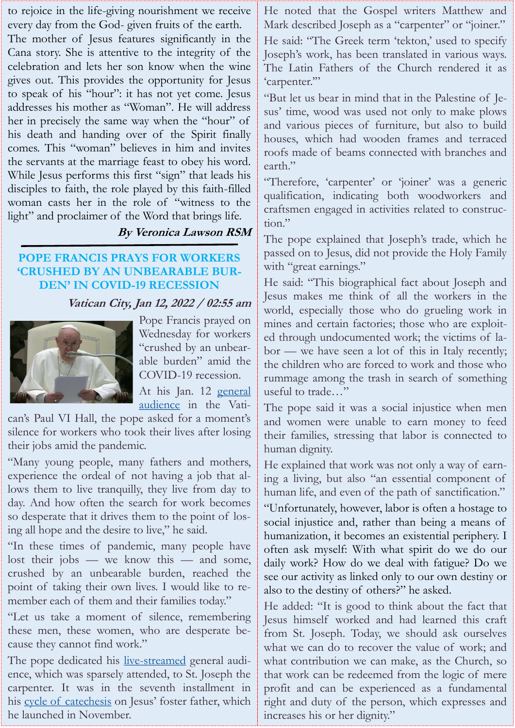to rejoice in the life-giving nourishment we receive every day from the God- given fruits of the earth.

The mother of Jesus features significantly in the Cana story. She is attentive to the integrity of the celebration and lets her son know when the wine gives out. This provides the opportunity for Jesus to speak of his "hour": it has not yet come. Jesus addresses his mother as "Woman". He will address her in precisely the same way when the "hour" of his death and handing over of the Spirit finally comes. This "woman" believes in him and invites the servants at the marriage feast to obey his word. While Jesus performs this first "sign" that leads his disciples to faith, the role played by this faith-filled woman casts her in the role of "witness to the light" and proclaimer of the Word that brings life.

***By Veronica Lawson RSM***

## POPE FRANCIS PRAYS FOR WORKERS 'CRUSHED BY AN UNBEARABLE BURDEN' IN COVID-19 RECESSION

***Vatican City, Jan 12, 2022 / 02:55 am***

Pope Francis prayed on Wednesday for workers "crushed by an unbearable burden" amid the COVID-19 recession.

At his Jan. 12 general audience in the Vatican's Paul VI Hall, the pope asked for a moment's silence for workers who took their lives after losing their jobs amid the pandemic.

"Many young people, many fathers and mothers, experience the ordeal of not having a job that allows them to live tranquilly, they live from day to day. And how often the search for work becomes so desperate that it drives them to the point of losing all hope and the desire to live," he said.

"In these times of pandemic, many people have lost their jobs — we know this — and some, crushed by an unbearable burden, reached the point of taking their own lives. I would like to remember each of them and their families today."

"Let us take a moment of silence, remembering these men, these women, who are desperate because they cannot find work."

The pope dedicated his live-streamed general audience, which was sparsely attended, to St. Joseph the carpenter. It was in the seventh installment in his cycle of catechesis on Jesus' foster father, which he launched in November.

He noted that the Gospel writers Matthew and Mark described Joseph as a "carpenter" or "joiner."

He said: "The Greek term 'tekton,' used to specify Joseph's work, has been translated in various ways. The Latin Fathers of the Church rendered it as 'carpenter.'"

"But let us bear in mind that in the Palestine of Jesus' time, wood was used not only to make plows and various pieces of furniture, but also to build houses, which had wooden frames and terraced roofs made of beams connected with branches and earth."

"Therefore, 'carpenter' or 'joiner' was a generic qualification, indicating both woodworkers and craftsmen engaged in activities related to construction."

The pope explained that Joseph's trade, which he passed on to Jesus, did not provide the Holy Family with "great earnings."

He said: "This biographical fact about Joseph and Jesus makes me think of all the workers in the world, especially those who do grueling work in mines and certain factories; those who are exploited through undocumented work; the victims of labor — we have seen a lot of this in Italy recently; the children who are forced to work and those who rummage among the trash in search of something useful to trade…"

The pope said it was a social injustice when men and women were unable to earn money to feed their families, stressing that labor is connected to human dignity.

He explained that work was not only a way of earning a living, but also "an essential component of human life, and even of the path of sanctification."

"Unfortunately, however, labor is often a hostage to social injustice and, rather than being a means of humanization, it becomes an existential periphery. I often ask myself: With what spirit do we do our daily work? How do we deal with fatigue? Do we see our activity as linked only to our own destiny or also to the destiny of others?" he asked.

He added: "It is good to think about the fact that Jesus himself worked and had learned this craft from St. Joseph. Today, we should ask ourselves what we can do to recover the value of work; and what contribution we can make, as the Church, so that work can be redeemed from the logic of mere profit and can be experienced as a fundamental right and duty of the person, which expresses and increases his or her dignity."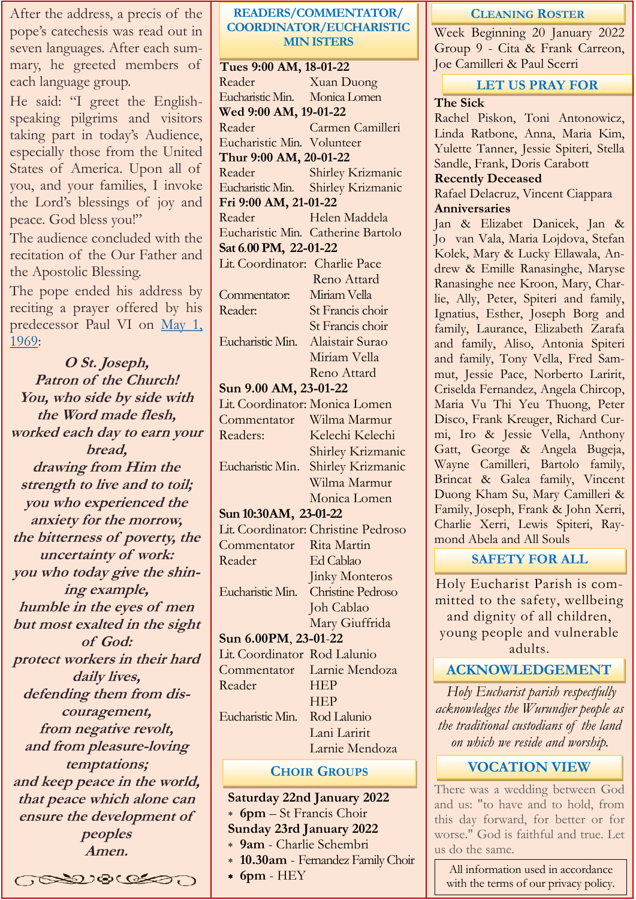After the address, a precis of the pope's catechesis was read out in seven languages. After each summary, he greeted members of each language group.

He said: "I greet the English-speaking pilgrims and visitors taking part in today's Audience, especially those from the United States of America. Upon all of you, and your families, I invoke the Lord's blessings of joy and peace. God bless you!"

The audience concluded with the recitation of the Our Father and the Apostolic Blessing.

The pope ended his address by reciting a prayer offered by his predecessor Paul VI on May 1, 1969:

***O St. Joseph,***
***Patron of the Church!***
***You, who side by side with the Word made flesh,***
***worked each day to earn your bread,***
***drawing from Him the strength to live and to toil;***
***you who experienced the anxiety for the morrow,***
***the bitterness of poverty, the uncertainty of work:***
***you who today give the shining example,***
***humble in the eyes of men but most exalted in the sight of God:***
***protect workers in their hard daily lives,***
***defending them from discouragement,***
***from negative revolt,***
***and from pleasure-loving temptations;***
***and keep peace in the world,***
***that peace which alone can ensure the development of peoples***
***Amen.***

## READERS/COMMENTATOR/COORDINATOR/EUCHARISTIC MINISTERS

**Tues 9:00 AM, 18-01-22**

| | |
|---|---|
| Reader | Xuan Duong |
| Eucharistic Min. | Monica Lomen |

**Wed 9:00 AM, 19-01-22**

| | |
|---|---|
| Reader | Carmen Camilleri |
| Eucharistic Min. | Volunteer |

**Thur 9:00 AM, 20-01-22**

| | |
|---|---|
| Reader | Shirley Krizmanic |
| Eucharistic Min. | Shirley Krizmanic |

**Fri 9:00 AM, 21-01-22**

| | |
|---|---|
| Reader | Helen Maddela |
| Eucharistic Min. | Catherine Bartolo |

**Sat 6.00 PM, 22-01-22**

| | |
|---|---|
| Lit. Coordinator: | Charlie Pace |
| | Reno Attard |
| Commentator: | Miriam Vella |
| Reader: | St Francis choir |
| | St Francis choir |
| Eucharistic Min. | Alaistair Surao |
| | Miriam Vella |
| | Reno Attard |

**Sun 9.00 AM, 23-01-22**

| | |
|---|---|
| Lit. Coordinator: | Monica Lomen |
| Commentator | Wilma Marmur |
| Readers: | Kelechi Kelechi |
| | Shirley Krizmanic |
| Eucharistic Min. | Shirley Krizmanic |
| | Wilma Marmur |
| | Monica Lomen |

**Sun 10:30AM, 23-01-22**

| | |
|---|---|
| Lit. Coordinator: | Christine Pedroso |
| Commentator | Rita Martin |
| Reader | Ed Cablao |
| | Jinky Monteros |
| Eucharistic Min. | Christine Pedroso |
| | Joh Cablao |
| | Mary Giuffrida |

**Sun 6.00PM, 23-01-22**

| | |
|---|---|
| Lit. Coordinator | Rod Lalunio |
| Commentator | Larnie Mendoza |
| Reader | HEP |
| | HEP |
| Eucharistic Min. | Rod Lalunio |
| | Lani Laririt |
| | Larnie Mendoza |

## CHOIR GROUPS

**Saturday 22nd January 2022**
- **6pm** – St Francis Choir

**Sunday 23rd January 2022**
- **9am** - Charlie Schembri
- **10.30am** - Fernandez Family Choir
- **6pm** - HEY

## CLEANING ROSTER

Week Beginning 20 January 2022
Group 9 - Cita & Frank Carreon, Joe Camilleri & Paul Scerri

## LET US PRAY FOR

**The Sick**
Rachel Piskon, Toni Antonowicz, Linda Ratbone, Anna, Maria Kim, Yulette Tanner, Jessie Spiteri, Stella Sandle, Frank, Doris Carabott

**Recently Deceased**
Rafael Delacruz, Vincent Ciappara

**Anniversaries**
Jan & Elizabet Danicek, Jan & Jo van Vala, Maria Lojdova, Stefan Kolek, Mary & Lucky Ellawala, Andrew & Emille Ranasinghe, Maryse Ranasinghe nee Kroon, Mary, Charlie, Ally, Peter, Spiteri and family, Ignatius, Esther, Joseph Borg and family, Laurance, Elizabeth Zarafa and family, Aliso, Antonia Spiteri and family, Tony Vella, Fred Sammut, Jessie Pace, Norberto Laririt, Criselda Fernandez, Angela Chircop, Maria Vu Thi Yeu Thuong, Peter Disco, Frank Kreuger, Richard Curmi, Iro & Jessie Vella, Anthony Gatt, George & Angela Bugeja, Wayne Camilleri, Bartolo family, Brincat & Galea family, Vincent Duong Kham Su, Mary Camilleri & Family, Joseph, Frank & John Xerri, Charlie Xerri, Lewis Spiteri, Raymond Abela and All Souls

## SAFETY FOR ALL

Holy Eucharist Parish is committed to the safety, wellbeing and dignity of all children, young people and vulnerable adults.

## ACKNOWLEDGEMENT

*Holy Eucharist parish respectfully acknowledges the Wurundjer people as the traditional custodians of the land on which we reside and worship.*

## VOCATION VIEW

There was a wedding between God and us: "to have and to hold, from this day forward, for better or for worse." God is faithful and true. Let us do the same.

All information used in accordance with the terms of our privacy policy.